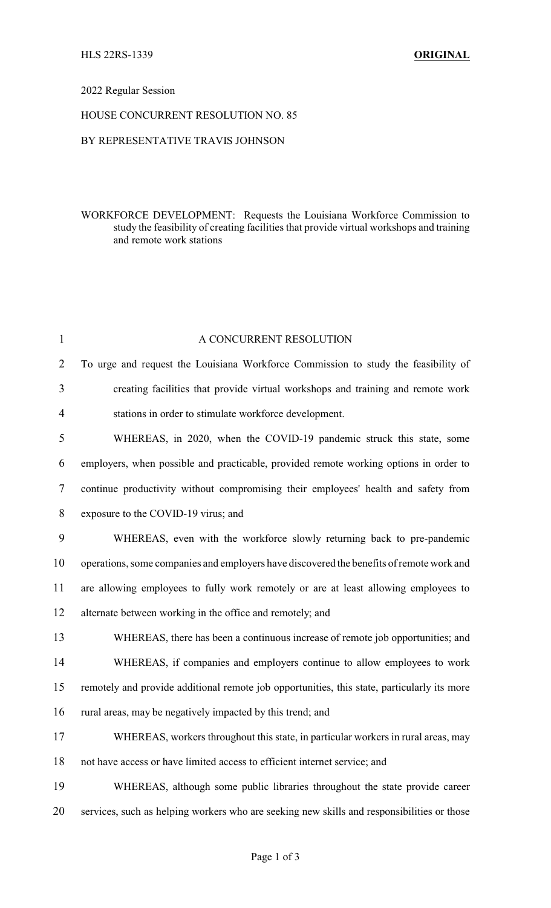HLS 22RS-1339 **ORIGINAL**

2022 Regular Session

HOUSE CONCURRENT RESOLUTION NO. 85

BY REPRESENTATIVE TRAVIS JOHNSON

WORKFORCE DEVELOPMENT: Requests the Louisiana Workforce Commission to study the feasibility of creating facilities that provide virtual workshops and training and remote work stations

A CONCURRENT RESOLUTION

To urge and request the Louisiana Workforce Commission to study the feasibility of creating facilities that provide virtual workshops and training and remote work stations in order to stimulate workforce development.

WHEREAS, in 2020, when the COVID-19 pandemic struck this state, some employers, when possible and practicable, provided remote working options in order to continue productivity without compromising their employees' health and safety from exposure to the COVID-19 virus; and

WHEREAS, even with the workforce slowly returning back to pre-pandemic operations, some companies and employers have discovered the benefits of remote work and are allowing employees to fully work remotely or are at least allowing employees to alternate between working in the office and remotely; and

WHEREAS, there has been a continuous increase of remote job opportunities; and

WHEREAS, if companies and employers continue to allow employees to work remotely and provide additional remote job opportunities, this state, particularly its more rural areas, may be negatively impacted by this trend; and

WHEREAS, workers throughout this state, in particular workers in rural areas, may not have access or have limited access to efficient internet service; and

WHEREAS, although some public libraries throughout the state provide career services, such as helping workers who are seeking new skills and responsibilities or those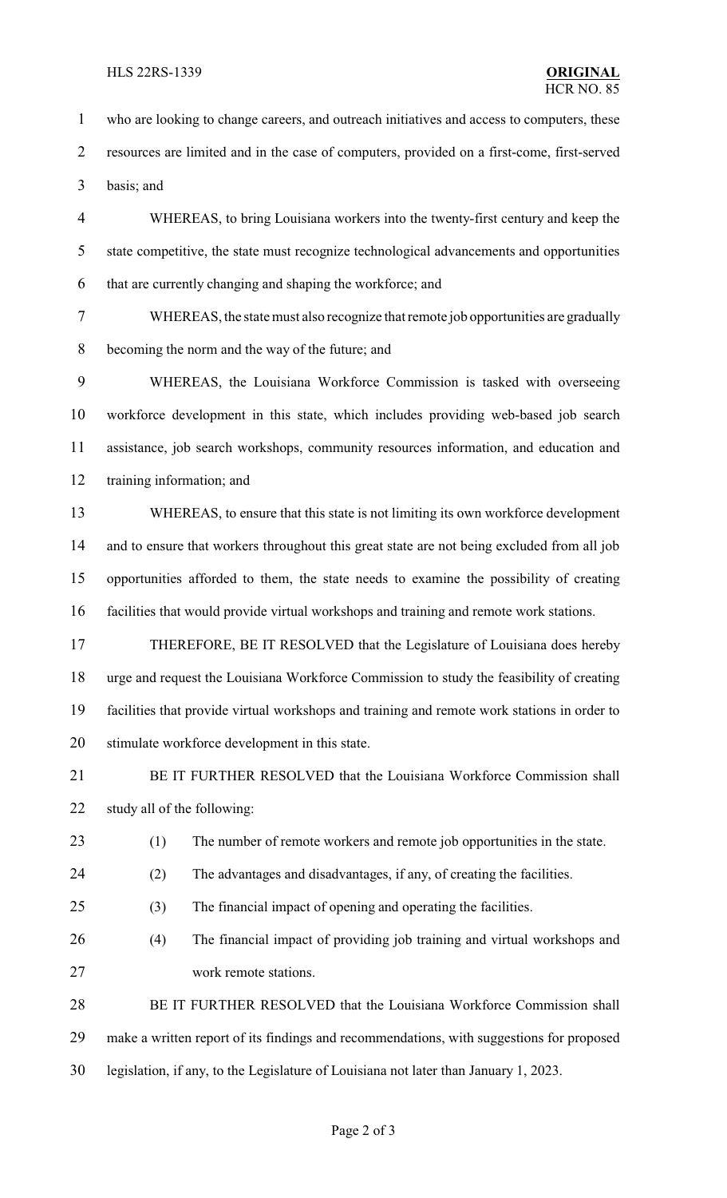who are looking to change careers, and outreach initiatives and access to computers, these resources are limited and in the case of computers, provided on a first-come, first-served basis; and

WHEREAS, to bring Louisiana workers into the twenty-first century and keep the state competitive, the state must recognize technological advancements and opportunities that are currently changing and shaping the workforce; and

WHEREAS, the state must also recognize that remote job opportunities are gradually becoming the norm and the way of the future; and

WHEREAS, the Louisiana Workforce Commission is tasked with overseeing workforce development in this state, which includes providing web-based job search assistance, job search workshops, community resources information, and education and training information; and

WHEREAS, to ensure that this state is not limiting its own workforce development and to ensure that workers throughout this great state are not being excluded from all job opportunities afforded to them, the state needs to examine the possibility of creating facilities that would provide virtual workshops and training and remote work stations.

THEREFORE, BE IT RESOLVED that the Legislature of Louisiana does hereby urge and request the Louisiana Workforce Commission to study the feasibility of creating facilities that provide virtual workshops and training and remote work stations in order to stimulate workforce development in this state.

BE IT FURTHER RESOLVED that the Louisiana Workforce Commission shall study all of the following:

(1) The number of remote workers and remote job opportunities in the state.

(2) The advantages and disadvantages, if any, of creating the facilities.

(3) The financial impact of opening and operating the facilities.

(4) The financial impact of providing job training and virtual workshops and work remote stations.

BE IT FURTHER RESOLVED that the Louisiana Workforce Commission shall make a written report of its findings and recommendations, with suggestions for proposed legislation, if any, to the Legislature of Louisiana not later than January 1, 2023.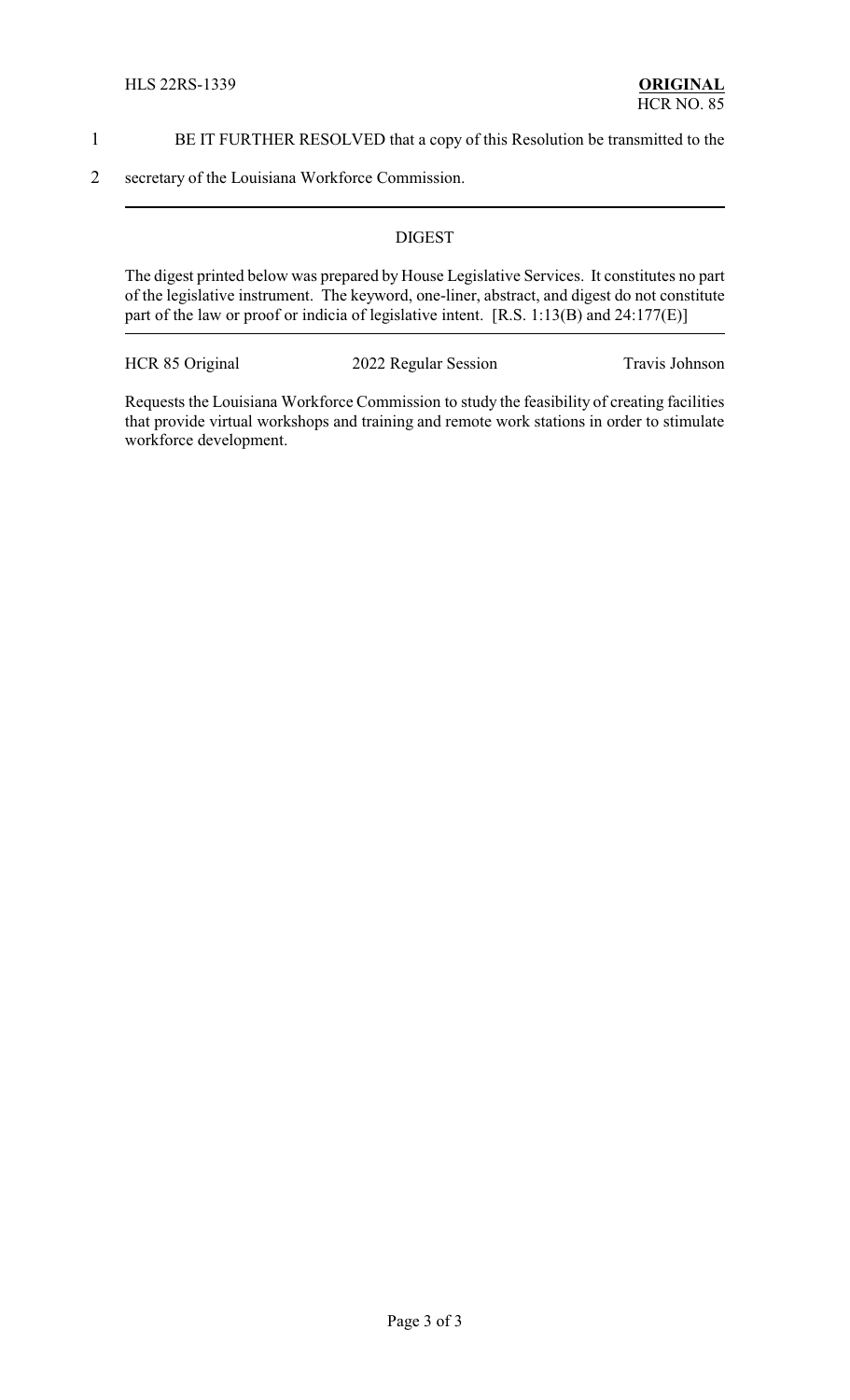1 BE IT FURTHER RESOLVED that a copy of this Resolution be transmitted to the

2 secretary of the Louisiana Workforce Commission.

---

DIGEST

The digest printed below was prepared by House Legislative Services. It constitutes no part of the legislative instrument. The keyword, one-liner, abstract, and digest do not constitute part of the law or proof or indicia of legislative intent. [R.S. 1:13(B) and 24:177(E)]

---

HCR 85 Original 2022 Regular Session Travis Johnson

Requests the Louisiana Workforce Commission to study the feasibility of creating facilities that provide virtual workshops and training and remote work stations in order to stimulate workforce development.